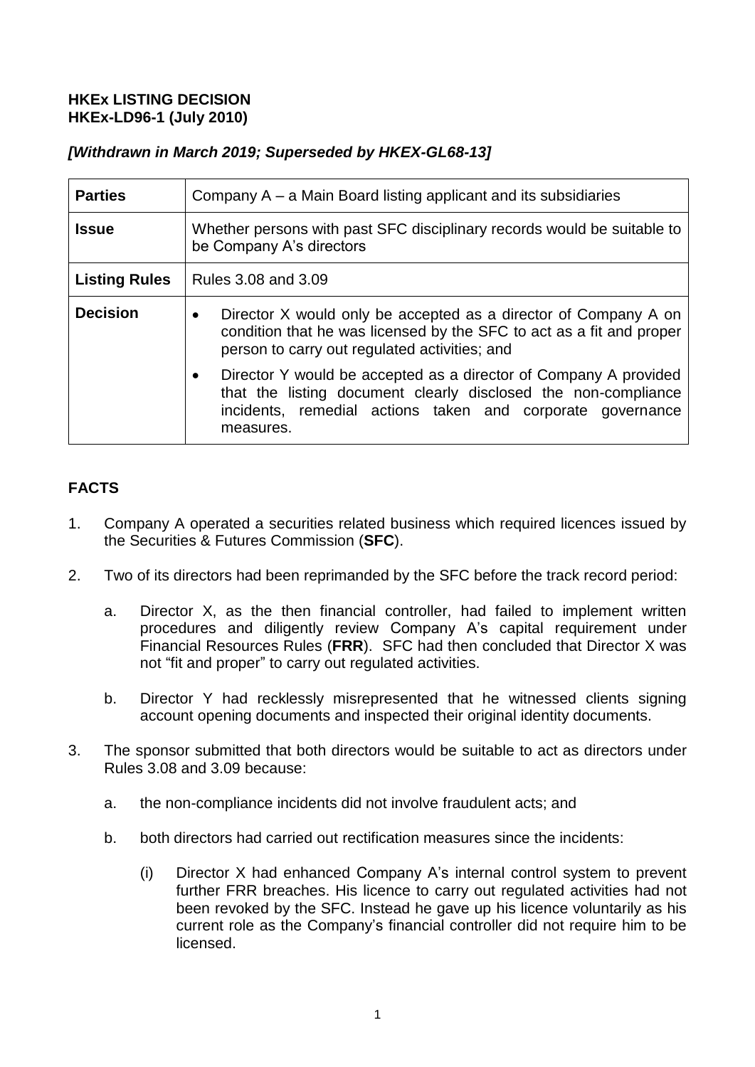**HKEx LISTING DECISION**
**HKEx-LD96-1 (July 2010)**

***[Withdrawn in March 2019; Superseded by HKEX-GL68-13]***

| **Parties** | Company A – a Main Board listing applicant and its subsidiaries |
|---|---|
| **Issue** | Whether persons with past SFC disciplinary records would be suitable to be Company A's directors |
| **Listing Rules** | Rules 3.08 and 3.09 |
| **Decision** | • Director X would only be accepted as a director of Company A on condition that he was licensed by the SFC to act as a fit and proper person to carry out regulated activities; and<br>• Director Y would be accepted as a director of Company A provided that the listing document clearly disclosed the non-compliance incidents, remedial actions taken and corporate governance measures. |

## FACTS

1. Company A operated a securities related business which required licences issued by the Securities & Futures Commission (**SFC**).

2. Two of its directors had been reprimanded by the SFC before the track record period:

   a. Director X, as the then financial controller, had failed to implement written procedures and diligently review Company A's capital requirement under Financial Resources Rules (**FRR**). SFC had then concluded that Director X was not "fit and proper" to carry out regulated activities.

   b. Director Y had recklessly misrepresented that he witnessed clients signing account opening documents and inspected their original identity documents.

3. The sponsor submitted that both directors would be suitable to act as directors under Rules 3.08 and 3.09 because:

   a. the non-compliance incidents did not involve fraudulent acts; and

   b. both directors had carried out rectification measures since the incidents:

      (i) Director X had enhanced Company A's internal control system to prevent further FRR breaches. His licence to carry out regulated activities had not been revoked by the SFC. Instead he gave up his licence voluntarily as his current role as the Company's financial controller did not require him to be licensed.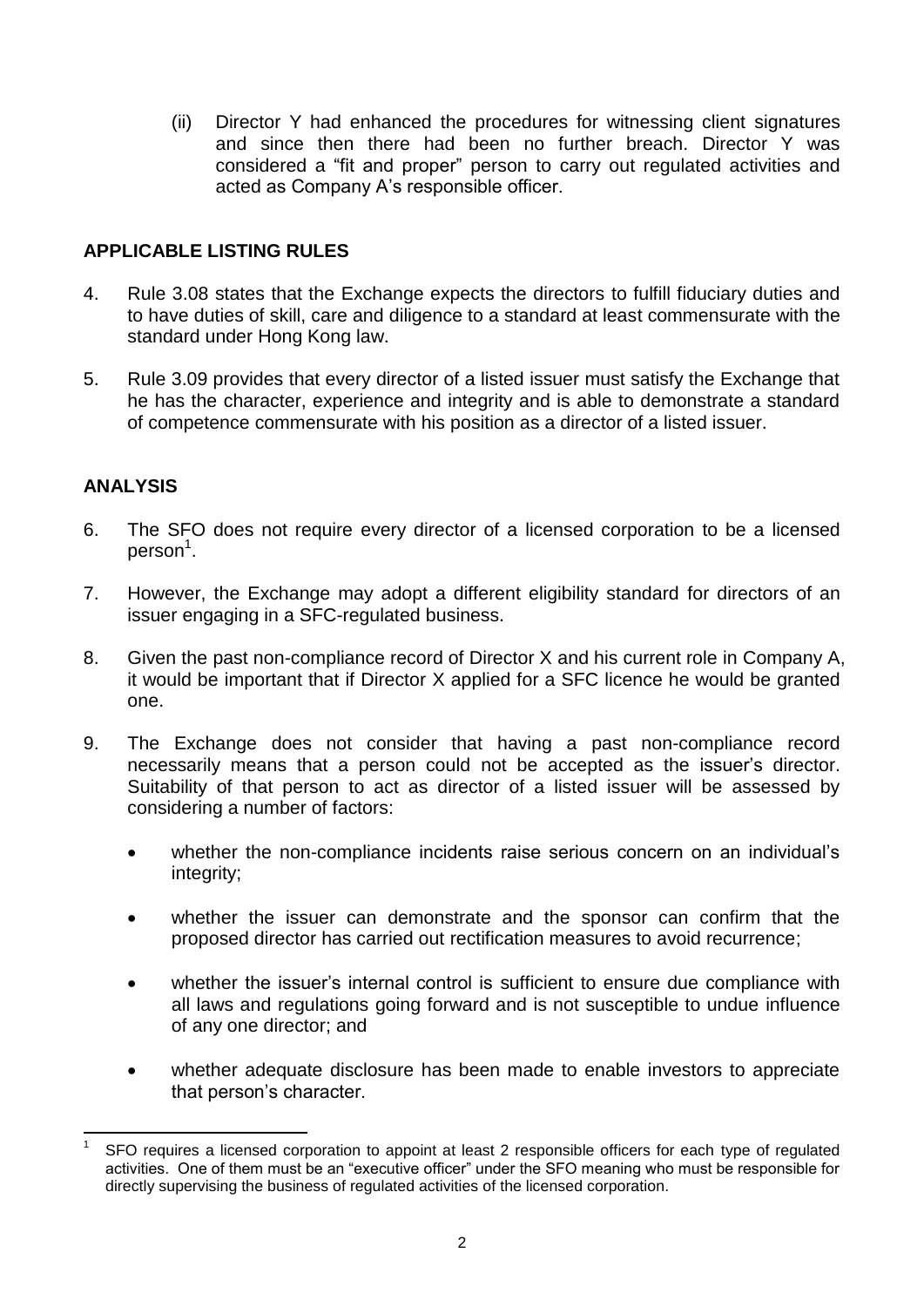(ii) Director Y had enhanced the procedures for witnessing client signatures and since then there had been no further breach. Director Y was considered a "fit and proper" person to carry out regulated activities and acted as Company A's responsible officer.

## APPLICABLE LISTING RULES

4. Rule 3.08 states that the Exchange expects the directors to fulfill fiduciary duties and to have duties of skill, care and diligence to a standard at least commensurate with the standard under Hong Kong law.

5. Rule 3.09 provides that every director of a listed issuer must satisfy the Exchange that he has the character, experience and integrity and is able to demonstrate a standard of competence commensurate with his position as a director of a listed issuer.

## ANALYSIS

6. The SFO does not require every director of a licensed corporation to be a licensed person[1].

7. However, the Exchange may adopt a different eligibility standard for directors of an issuer engaging in a SFC-regulated business.

8. Given the past non-compliance record of Director X and his current role in Company A, it would be important that if Director X applied for a SFC licence he would be granted one.

9. The Exchange does not consider that having a past non-compliance record necessarily means that a person could not be accepted as the issuer's director. Suitability of that person to act as director of a listed issuer will be assessed by considering a number of factors:

   - whether the non-compliance incidents raise serious concern on an individual's integrity;
   - whether the issuer can demonstrate and the sponsor can confirm that the proposed director has carried out rectification measures to avoid recurrence;
   - whether the issuer's internal control is sufficient to ensure due compliance with all laws and regulations going forward and is not susceptible to undue influence of any one director; and
   - whether adequate disclosure has been made to enable investors to appreciate that person's character.

---

[1] SFO requires a licensed corporation to appoint at least 2 responsible officers for each type of regulated activities. One of them must be an "executive officer" under the SFO meaning who must be responsible for directly supervising the business of regulated activities of the licensed corporation.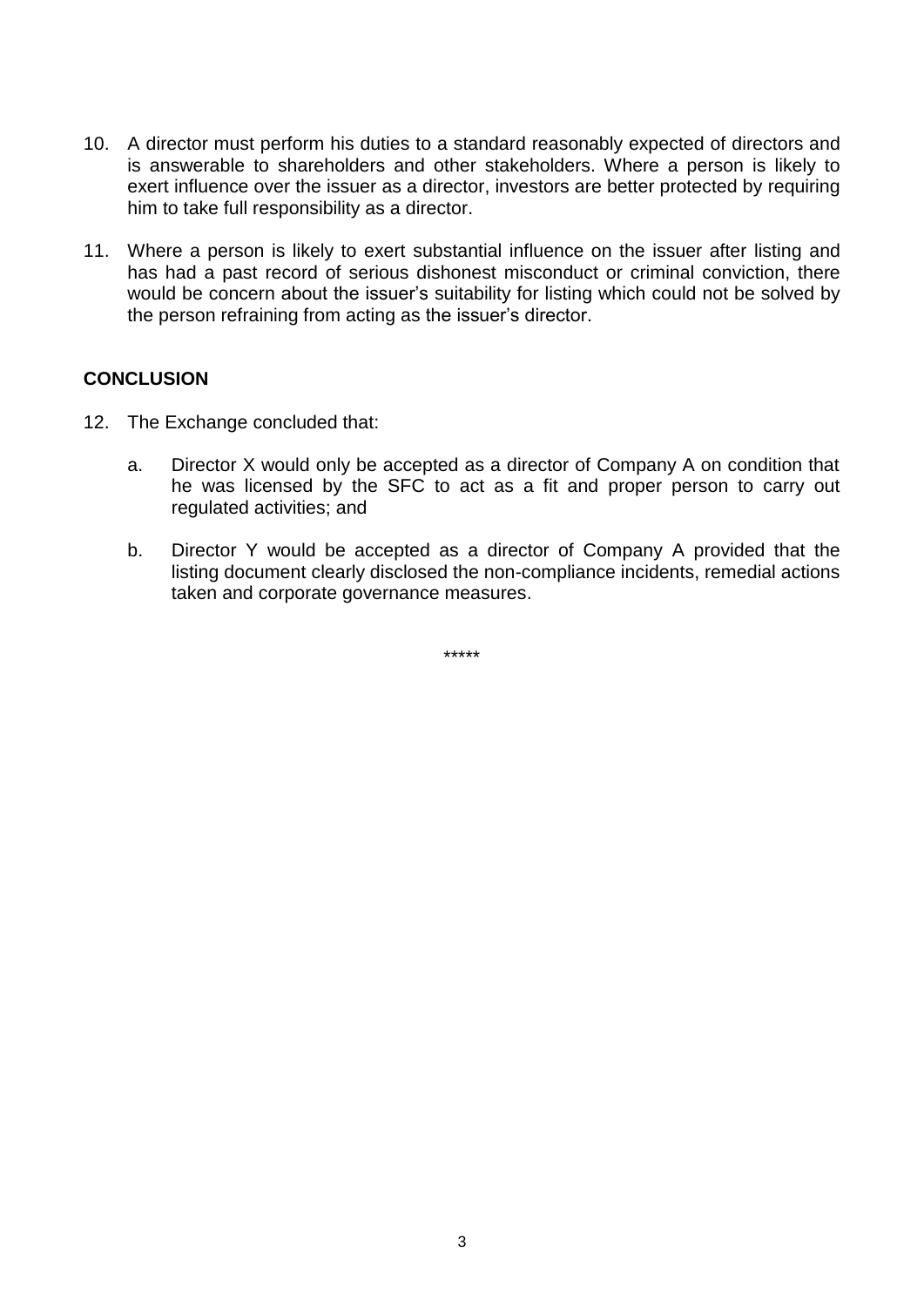10. A director must perform his duties to a standard reasonably expected of directors and is answerable to shareholders and other stakeholders. Where a person is likely to exert influence over the issuer as a director, investors are better protected by requiring him to take full responsibility as a director.

11. Where a person is likely to exert substantial influence on the issuer after listing and has had a past record of serious dishonest misconduct or criminal conviction, there would be concern about the issuer's suitability for listing which could not be solved by the person refraining from acting as the issuer's director.

**CONCLUSION**

12. The Exchange concluded that:

    a. Director X would only be accepted as a director of Company A on condition that he was licensed by the SFC to act as a fit and proper person to carry out regulated activities; and

    b. Director Y would be accepted as a director of Company A provided that the listing document clearly disclosed the non-compliance incidents, remedial actions taken and corporate governance measures.

*****